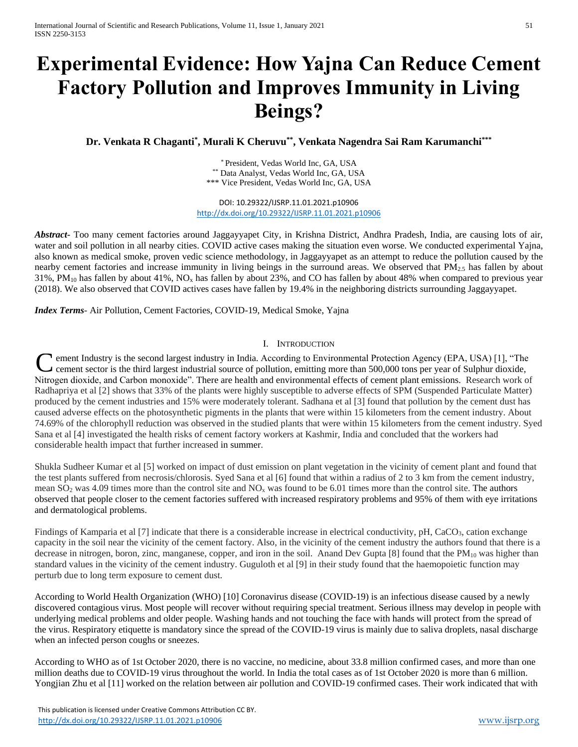# Experimental Evidence: How Yajna Can Reduce Cement Factory Pollution and Improves Immunity in Living Beings?

**Dr. Venkata R Chaganti[*], Murali K Cheruvu[**], Venkata Nagendra Sai Ram Karumanchi[***]**

[*] President, Vedas World Inc, GA, USA
[**] Data Analyst, Vedas World Inc, GA, USA
[***] Vice President, Vedas World Inc, GA, USA

DOI: 10.29322/IJSRP.11.01.2021.p10906
http://dx.doi.org/10.29322/IJSRP.11.01.2021.p10906

***Abstract*-** Too many cement factories around Jaggayyapet City, in Krishna District, Andhra Pradesh, India, are causing lots of air, water and soil pollution in all nearby cities. COVID active cases making the situation even worse. We conducted experimental Yajna, also known as medical smoke, proven vedic science methodology, in Jaggayyapet as an attempt to reduce the pollution caused by the nearby cement factories and increase immunity in living beings in the surround areas. We observed that $PM_{2.5}$ has fallen by about 31%, $PM_{10}$ has fallen by about 41%, $NO_x$ has fallen by about 23%, and CO has fallen by about 48% when compared to previous year (2018). We also observed that COVID actives cases have fallen by 19.4% in the neighboring districts surrounding Jaggayyapet.

***Index Terms*-** Air Pollution, Cement Factories, COVID-19, Medical Smoke, Yajna

## I. Introduction

Cement Industry is the second largest industry in India. According to Environmental Protection Agency (EPA, USA) [1], "The cement sector is the third largest industrial source of pollution, emitting more than 500,000 tons per year of Sulphur dioxide, Nitrogen dioxide, and Carbon monoxide". There are health and environmental effects of cement plant emissions. Research work of Radhapriya et al [2] shows that 33% of the plants were highly susceptible to adverse effects of SPM (Suspended Particulate Matter) produced by the cement industries and 15% were moderately tolerant. Sadhana et al [3] found that pollution by the cement dust has caused adverse effects on the photosynthetic pigments in the plants that were within 15 kilometers from the cement industry. About 74.69% of the chlorophyll reduction was observed in the studied plants that were within 15 kilometers from the cement industry. Syed Sana et al [4] investigated the health risks of cement factory workers at Kashmir, India and concluded that the workers had considerable health impact that further increased in summer.

Shukla Sudheer Kumar et al [5] worked on impact of dust emission on plant vegetation in the vicinity of cement plant and found that the test plants suffered from necrosis/chlorosis. Syed Sana et al [6] found that within a radius of 2 to 3 km from the cement industry, mean $SO_2$ was 4.09 times more than the control site and $NO_x$ was found to be 6.01 times more than the control site. The authors observed that people closer to the cement factories suffered with increased respiratory problems and 95% of them with eye irritations and dermatological problems.

Findings of Kamparia et al [7] indicate that there is a considerable increase in electrical conductivity, pH, $CaCO_3$, cation exchange capacity in the soil near the vicinity of the cement factory. Also, in the vicinity of the cement industry the authors found that there is a decrease in nitrogen, boron, zinc, manganese, copper, and iron in the soil. Anand Dev Gupta [8] found that the $PM_{10}$ was higher than standard values in the vicinity of the cement industry. Guguloth et al [9] in their study found that the haemopoietic function may perturb due to long term exposure to cement dust.

According to World Health Organization (WHO) [10] Coronavirus disease (COVID-19) is an infectious disease caused by a newly discovered contagious virus. Most people will recover without requiring special treatment. Serious illness may develop in people with underlying medical problems and older people. Washing hands and not touching the face with hands will protect from the spread of the virus. Respiratory etiquette is mandatory since the spread of the COVID-19 virus is mainly due to saliva droplets, nasal discharge when an infected person coughs or sneezes.

According to WHO as of 1st October 2020, there is no vaccine, no medicine, about 33.8 million confirmed cases, and more than one million deaths due to COVID-19 virus throughout the world. In India the total cases as of 1st October 2020 is more than 6 million. Yongjian Zhu et al [11] worked on the relation between air pollution and COVID-19 confirmed cases. Their work indicated that with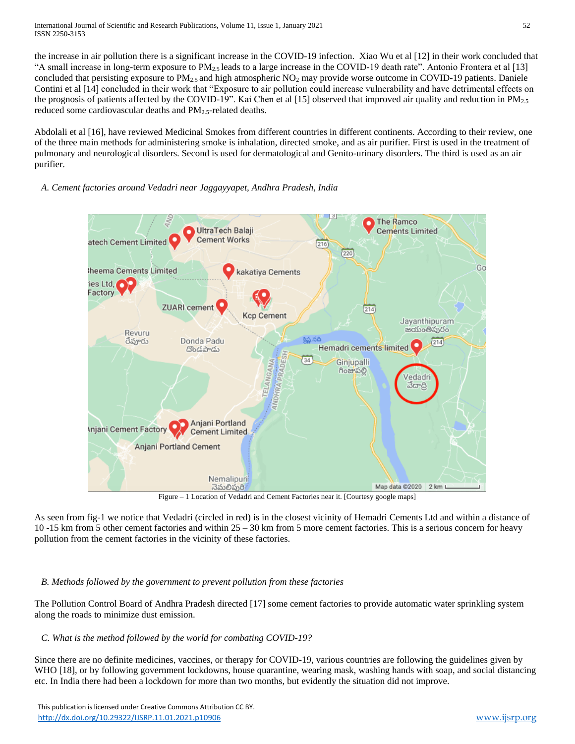the increase in air pollution there is a significant increase in the COVID-19 infection. Xiao Wu et al [12] in their work concluded that "A small increase in long-term exposure to $PM_{2.5}$ leads to a large increase in the COVID-19 death rate". Antonio Frontera et al [13] concluded that persisting exposure to $PM_{2.5}$ and high atmospheric $NO_2$ may provide worse outcome in COVID-19 patients. Daniele Contini et al [14] concluded in their work that "Exposure to air pollution could increase vulnerability and have detrimental effects on the prognosis of patients affected by the COVID-19". Kai Chen et al [15] observed that improved air quality and reduction in $PM_{2.5}$ reduced some cardiovascular deaths and $PM_{2.5}$-related deaths.

Abdolali et al [16], have reviewed Medicinal Smokes from different countries in different continents. According to their review, one of the three main methods for administering smoke is inhalation, directed smoke, and as air purifier. First is used in the treatment of pulmonary and neurological disorders. Second is used for dermatological and Genito-urinary disorders. The third is used as an air purifier.

### *A. Cement factories around Vedadri near Jaggayyapet, Andhra Pradesh, India*

Figure – 1 Location of Vedadri and Cement Factories near it. [Courtesy google maps]

As seen from fig-1 we notice that Vedadri (circled in red) is in the closest vicinity of Hemadri Cements Ltd and within a distance of 10 -15 km from 5 other cement factories and within 25 – 30 km from 5 more cement factories. This is a serious concern for heavy pollution from the cement factories in the vicinity of these factories.

### *B. Methods followed by the government to prevent pollution from these factories*

The Pollution Control Board of Andhra Pradesh directed [17] some cement factories to provide automatic water sprinkling system along the roads to minimize dust emission.

### *C. What is the method followed by the world for combating COVID-19?*

Since there are no definite medicines, vaccines, or therapy for COVID-19, various countries are following the guidelines given by WHO [18], or by following government lockdowns, house quarantine, wearing mask, washing hands with soap, and social distancing etc. In India there had been a lockdown for more than two months, but evidently the situation did not improve.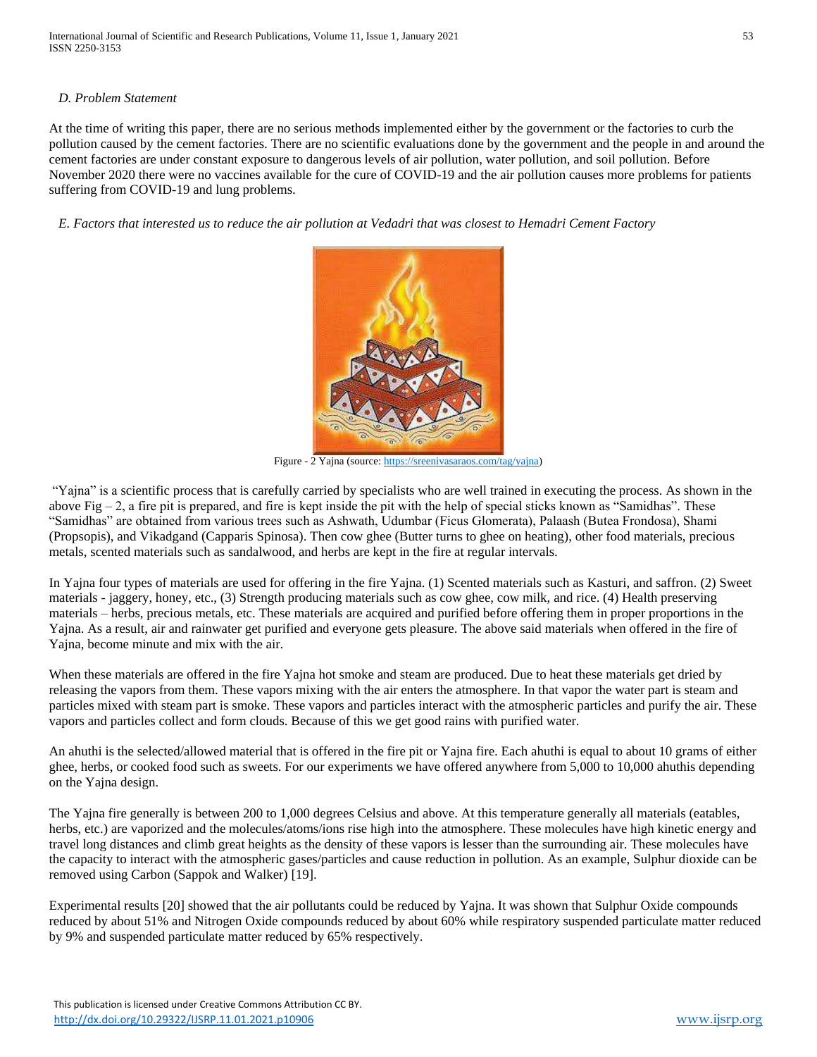### D. Problem Statement

At the time of writing this paper, there are no serious methods implemented either by the government or the factories to curb the pollution caused by the cement factories. There are no scientific evaluations done by the government and the people in and around the cement factories are under constant exposure to dangerous levels of air pollution, water pollution, and soil pollution. Before November 2020 there were no vaccines available for the cure of COVID-19 and the air pollution causes more problems for patients suffering from COVID-19 and lung problems.

### E. Factors that interested us to reduce the air pollution at Vedadri that was closest to Hemadri Cement Factory

Figure - 2 Yajna (source: https://sreenivasaraos.com/tag/yajna)

"Yajna" is a scientific process that is carefully carried by specialists who are well trained in executing the process. As shown in the above Fig – 2, a fire pit is prepared, and fire is kept inside the pit with the help of special sticks known as "Samidhas". These "Samidhas" are obtained from various trees such as Ashwath, Udumbar (Ficus Glomerata), Palaash (Butea Frondosa), Shami (Propsopis), and Vikadgand (Capparis Spinosa). Then cow ghee (Butter turns to ghee on heating), other food materials, precious metals, scented materials such as sandalwood, and herbs are kept in the fire at regular intervals.

In Yajna four types of materials are used for offering in the fire Yajna. (1) Scented materials such as Kasturi, and saffron. (2) Sweet materials - jaggery, honey, etc., (3) Strength producing materials such as cow ghee, cow milk, and rice. (4) Health preserving materials – herbs, precious metals, etc. These materials are acquired and purified before offering them in proper proportions in the Yajna. As a result, air and rainwater get purified and everyone gets pleasure. The above said materials when offered in the fire of Yajna, become minute and mix with the air.

When these materials are offered in the fire Yajna hot smoke and steam are produced. Due to heat these materials get dried by releasing the vapors from them. These vapors mixing with the air enters the atmosphere. In that vapor the water part is steam and particles mixed with steam part is smoke. These vapors and particles interact with the atmospheric particles and purify the air. These vapors and particles collect and form clouds. Because of this we get good rains with purified water.

An ahuthi is the selected/allowed material that is offered in the fire pit or Yajna fire. Each ahuthi is equal to about 10 grams of either ghee, herbs, or cooked food such as sweets. For our experiments we have offered anywhere from 5,000 to 10,000 ahuthis depending on the Yajna design.

The Yajna fire generally is between 200 to 1,000 degrees Celsius and above. At this temperature generally all materials (eatables, herbs, etc.) are vaporized and the molecules/atoms/ions rise high into the atmosphere. These molecules have high kinetic energy and travel long distances and climb great heights as the density of these vapors is lesser than the surrounding air. These molecules have the capacity to interact with the atmospheric gases/particles and cause reduction in pollution. As an example, Sulphur dioxide can be removed using Carbon (Sappok and Walker) [19].

Experimental results [20] showed that the air pollutants could be reduced by Yajna. It was shown that Sulphur Oxide compounds reduced by about 51% and Nitrogen Oxide compounds reduced by about 60% while respiratory suspended particulate matter reduced by 9% and suspended particulate matter reduced by 65% respectively.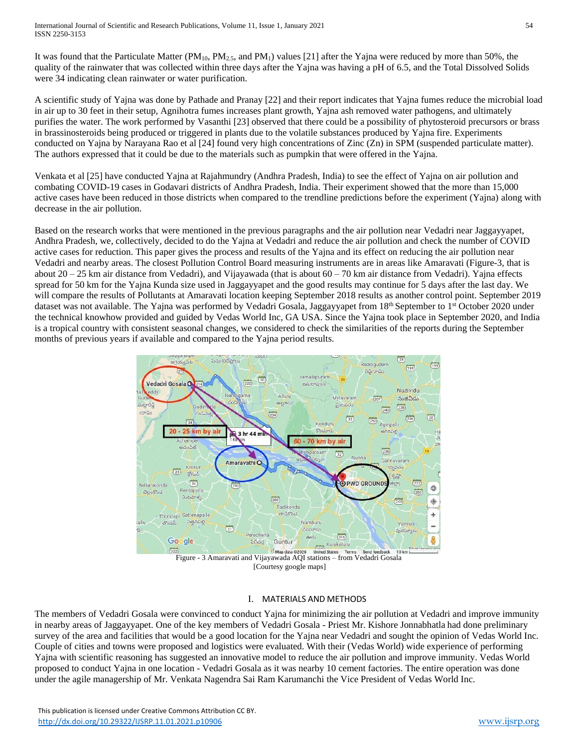It was found that the Particulate Matter ($PM_{10}$, $PM_{2.5}$, and $PM_1$) values [21] after the Yajna were reduced by more than 50%, the quality of the rainwater that was collected within three days after the Yajna was having a pH of 6.5, and the Total Dissolved Solids were 34 indicating clean rainwater or water purification.

A scientific study of Yajna was done by Pathade and Pranay [22] and their report indicates that Yajna fumes reduce the microbial load in air up to 30 feet in their setup, Agnihotra fumes increases plant growth, Yajna ash removed water pathogens, and ultimately purifies the water. The work performed by Vasanthi [23] observed that there could be a possibility of phytosteroid precursors or brass in brassinosteroids being produced or triggered in plants due to the volatile substances produced by Yajna fire. Experiments conducted on Yajna by Narayana Rao et al [24] found very high concentrations of Zinc (Zn) in SPM (suspended particulate matter). The authors expressed that it could be due to the materials such as pumpkin that were offered in the Yajna.

Venkata et al [25] have conducted Yajna at Rajahmundry (Andhra Pradesh, India) to see the effect of Yajna on air pollution and combating COVID-19 cases in Godavari districts of Andhra Pradesh, India. Their experiment showed that the more than 15,000 active cases have been reduced in those districts when compared to the trendline predictions before the experiment (Yajna) along with decrease in the air pollution.

Based on the research works that were mentioned in the previous paragraphs and the air pollution near Vedadri near Jaggayyapet, Andhra Pradesh, we, collectively, decided to do the Yajna at Vedadri and reduce the air pollution and check the number of COVID active cases for reduction. This paper gives the process and results of the Yajna and its effect on reducing the air pollution near Vedadri and nearby areas. The closest Pollution Control Board measuring instruments are in areas like Amaravati (Figure-3, that is about 20 – 25 km air distance from Vedadri), and Vijayawada (that is about 60 – 70 km air distance from Vedadri). Yajna effects spread for 50 km for the Yajna Kunda size used in Jaggayyapet and the good results may continue for 5 days after the last day. We will compare the results of Pollutants at Amaravati location keeping September 2018 results as another control point. September 2019 dataset was not available. The Yajna was performed by Vedadri Gosala, Jaggayyapet from 18th September to 1st October 2020 under the technical knowhow provided and guided by Vedas World Inc, GA USA. Since the Yajna took place in September 2020, and India is a tropical country with consistent seasonal changes, we considered to check the similarities of the reports during the September months of previous years if available and compared to the Yajna period results.

Figure - 3 Amaravati and Vijayawada AQI stations – from Vedadri Gosala
[Courtesy google maps]

## I. MATERIALS AND METHODS

The members of Vedadri Gosala were convinced to conduct Yajna for minimizing the air pollution at Vedadri and improve immunity in nearby areas of Jaggayyapet. One of the key members of Vedadri Gosala - Priest Mr. Kishore Jonnabhatla had done preliminary survey of the area and facilities that would be a good location for the Yajna near Vedadri and sought the opinion of Vedas World Inc. Couple of cities and towns were proposed and logistics were evaluated. With their (Vedas World) wide experience of performing Yajna with scientific reasoning has suggested an innovative model to reduce the air pollution and improve immunity. Vedas World proposed to conduct Yajna in one location - Vedadri Gosala as it was nearby 10 cement factories. The entire operation was done under the agile managership of Mr. Venkata Nagendra Sai Ram Karumanchi the Vice President of Vedas World Inc.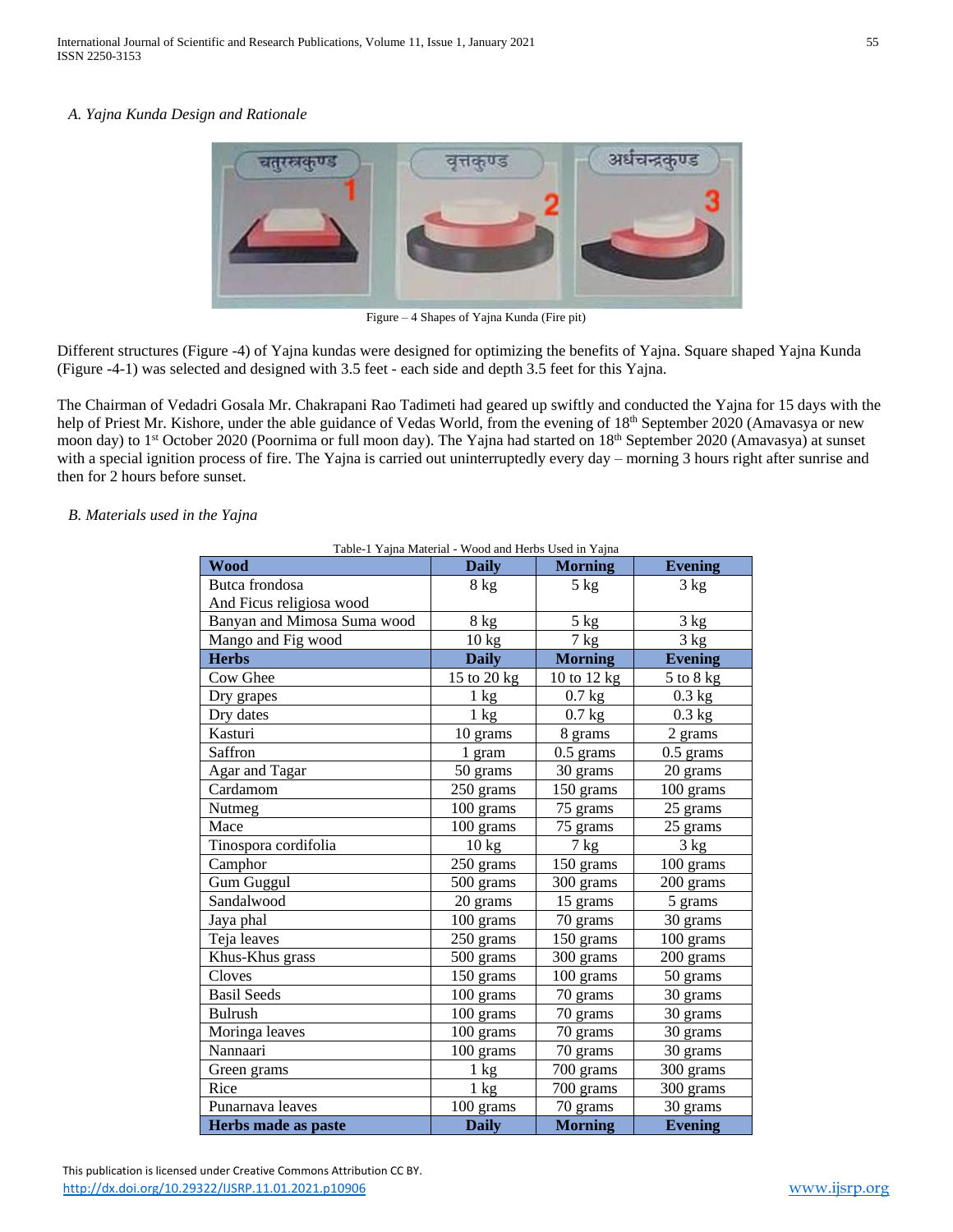### A. Yajna Kunda Design and Rationale

Figure – 4 Shapes of Yajna Kunda (Fire pit)

Different structures (Figure -4) of Yajna kundas were designed for optimizing the benefits of Yajna. Square shaped Yajna Kunda (Figure -4-1) was selected and designed with 3.5 feet - each side and depth 3.5 feet for this Yajna.

The Chairman of Vedadri Gosala Mr. Chakrapani Rao Tadimeti had geared up swiftly and conducted the Yajna for 15 days with the help of Priest Mr. Kishore, under the able guidance of Vedas World, from the evening of 18th September 2020 (Amavasya or new moon day) to 1st October 2020 (Poornima or full moon day). The Yajna had started on 18th September 2020 (Amavasya) at sunset with a special ignition process of fire. The Yajna is carried out uninterruptedly every day – morning 3 hours right after sunrise and then for 2 hours before sunset.

### B. Materials used in the Yajna

Table-1 Yajna Material - Wood and Herbs Used in Yajna

| **Wood** | **Daily** | **Morning** | **Evening** |
|---|---|---|---|
| Butca frondosa And Ficus religiosa wood | 8 kg | 5 kg | 3 kg |
| Banyan and Mimosa Suma wood | 8 kg | 5 kg | 3 kg |
| Mango and Fig wood | 10 kg | 7 kg | 3 kg |
| **Herbs** | **Daily** | **Morning** | **Evening** |
| Cow Ghee | 15 to 20 kg | 10 to 12 kg | 5 to 8 kg |
| Dry grapes | 1 kg | 0.7 kg | 0.3 kg |
| Dry dates | 1 kg | 0.7 kg | 0.3 kg |
| Kasturi | 10 grams | 8 grams | 2 grams |
| Saffron | 1 gram | 0.5 grams | 0.5 grams |
| Agar and Tagar | 50 grams | 30 grams | 20 grams |
| Cardamom | 250 grams | 150 grams | 100 grams |
| Nutmeg | 100 grams | 75 grams | 25 grams |
| Mace | 100 grams | 75 grams | 25 grams |
| Tinospora cordifolia | 10 kg | 7 kg | 3 kg |
| Camphor | 250 grams | 150 grams | 100 grams |
| Gum Guggul | 500 grams | 300 grams | 200 grams |
| Sandalwood | 20 grams | 15 grams | 5 grams |
| Jaya phal | 100 grams | 70 grams | 30 grams |
| Teja leaves | 250 grams | 150 grams | 100 grams |
| Khus-Khus grass | 500 grams | 300 grams | 200 grams |
| Cloves | 150 grams | 100 grams | 50 grams |
| Basil Seeds | 100 grams | 70 grams | 30 grams |
| Bulrush | 100 grams | 70 grams | 30 grams |
| Moringa leaves | 100 grams | 70 grams | 30 grams |
| Nannaari | 100 grams | 70 grams | 30 grams |
| Green grams | 1 kg | 700 grams | 300 grams |
| Rice | 1 kg | 700 grams | 300 grams |
| Punarnava leaves | 100 grams | 70 grams | 30 grams |
| **Herbs made as paste** | **Daily** | **Morning** | **Evening** |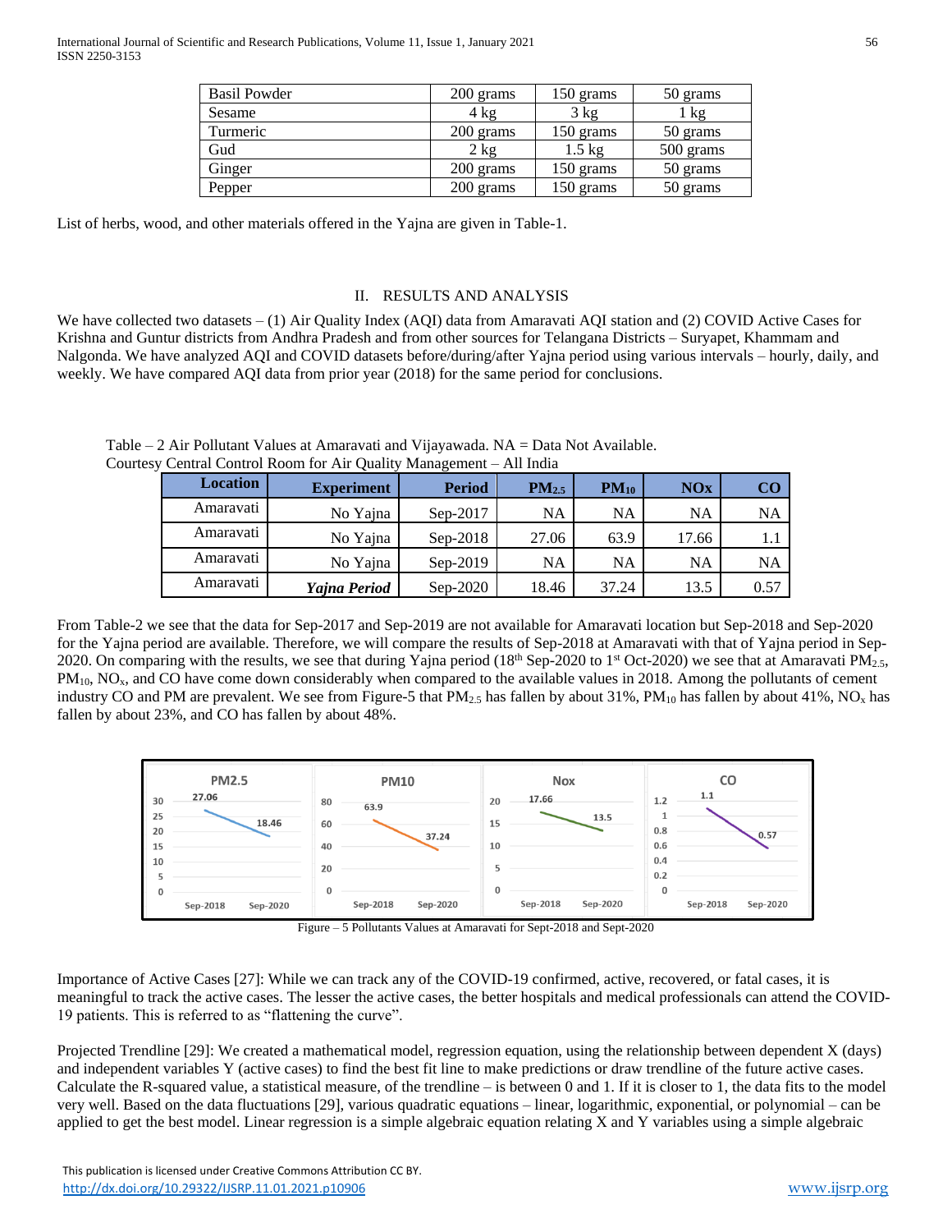| Basil Powder | 200 grams | 150 grams | 50 grams |
|---|---|---|---|
| Sesame | 4 kg | 3 kg | 1 kg |
| Turmeric | 200 grams | 150 grams | 50 grams |
| Gud | 2 kg | 1.5 kg | 500 grams |
| Ginger | 200 grams | 150 grams | 50 grams |
| Pepper | 200 grams | 150 grams | 50 grams |

List of herbs, wood, and other materials offered in the Yajna are given in Table-1.

## II. RESULTS AND ANALYSIS

We have collected two datasets – (1) Air Quality Index (AQI) data from Amaravati AQI station and (2) COVID Active Cases for Krishna and Guntur districts from Andhra Pradesh and from other sources for Telangana Districts – Suryapet, Khammam and Nalgonda. We have analyzed AQI and COVID datasets before/during/after Yajna period using various intervals – hourly, daily, and weekly. We have compared AQI data from prior year (2018) for the same period for conclusions.

Table – 2 Air Pollutant Values at Amaravati and Vijayawada. NA = Data Not Available.
Courtesy Central Control Room for Air Quality Management – All India

| Location | Experiment | Period | $PM_{2.5}$ | $PM_{10}$ | NOx | CO |
|---|---|---|---|---|---|---|
| Amaravati | No Yajna | Sep-2017 | NA | NA | NA | NA |
| Amaravati | No Yajna | Sep-2018 | 27.06 | 63.9 | 17.66 | 1.1 |
| Amaravati | No Yajna | Sep-2019 | NA | NA | NA | NA |
| Amaravati | ***Yajna Period*** | Sep-2020 | 18.46 | 37.24 | 13.5 | 0.57 |

From Table-2 we see that the data for Sep-2017 and Sep-2019 are not available for Amaravati location but Sep-2018 and Sep-2020 for the Yajna period are available. Therefore, we will compare the results of Sep-2018 at Amaravati with that of Yajna period in Sep-2020. On comparing with the results, we see that during Yajna period (18th Sep-2020 to 1st Oct-2020) we see that at Amaravati $PM_{2.5}$, $PM_{10}$, $NO_x$, and CO have come down considerably when compared to the available values in 2018. Among the pollutants of cement industry CO and PM are prevalent. We see from Figure-5 that $PM_{2.5}$ has fallen by about 31%, $PM_{10}$ has fallen by about 41%, $NO_x$ has fallen by about 23%, and CO has fallen by about 48%.

Figure – 5 Pollutants Values at Amaravati for Sept-2018 and Sept-2020

Importance of Active Cases [27]: While we can track any of the COVID-19 confirmed, active, recovered, or fatal cases, it is meaningful to track the active cases. The lesser the active cases, the better hospitals and medical professionals can attend the COVID-19 patients. This is referred to as "flattening the curve".

Projected Trendline [29]: We created a mathematical model, regression equation, using the relationship between dependent X (days) and independent variables Y (active cases) to find the best fit line to make predictions or draw trendline of the future active cases. Calculate the R-squared value, a statistical measure, of the trendline – is between 0 and 1. If it is closer to 1, the data fits to the model very well. Based on the data fluctuations [29], various quadratic equations – linear, logarithmic, exponential, or polynomial – can be applied to get the best model. Linear regression is a simple algebraic equation relating X and Y variables using a simple algebraic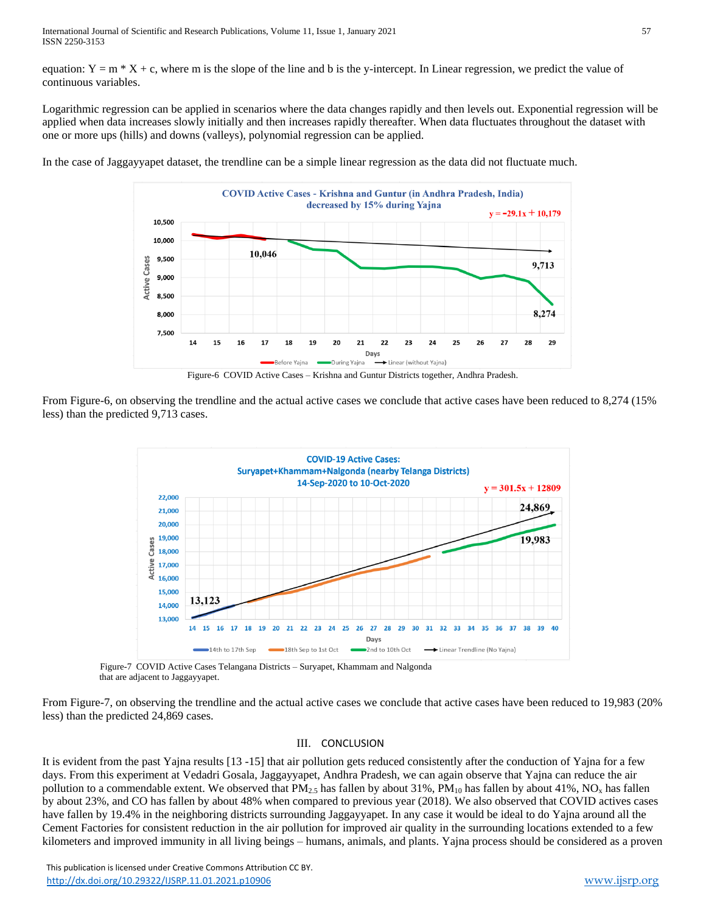equation: Y = m * X + c, where m is the slope of the line and b is the y-intercept. In Linear regression, we predict the value of continuous variables.

Logarithmic regression can be applied in scenarios where the data changes rapidly and then levels out. Exponential regression will be applied when data increases slowly initially and then increases rapidly thereafter. When data fluctuates throughout the dataset with one or more ups (hills) and downs (valleys), polynomial regression can be applied.

In the case of Jaggayyapet dataset, the trendline can be a simple linear regression as the data did not fluctuate much.

Figure-6 COVID Active Cases – Krishna and Guntur Districts together, Andhra Pradesh.

From Figure-6, on observing the trendline and the actual active cases we conclude that active cases have been reduced to 8,274 (15% less) than the predicted 9,713 cases.

Figure-7 COVID Active Cases Telangana Districts – Suryapet, Khammam and Nalgonda that are adjacent to Jaggayyapet.

From Figure-7, on observing the trendline and the actual active cases we conclude that active cases have been reduced to 19,983 (20% less) than the predicted 24,869 cases.

## III. CONCLUSION

It is evident from the past Yajna results [13 -15] that air pollution gets reduced consistently after the conduction of Yajna for a few days. From this experiment at Vedadri Gosala, Jaggayyapet, Andhra Pradesh, we can again observe that Yajna can reduce the air pollution to a commendable extent. We observed that $PM_{2.5}$ has fallen by about 31%, $PM_{10}$ has fallen by about 41%, $NO_x$ has fallen by about 23%, and CO has fallen by about 48% when compared to previous year (2018). We also observed that COVID actives cases have fallen by 19.4% in the neighboring districts surrounding Jaggayyapet. In any case it would be ideal to do Yajna around all the Cement Factories for consistent reduction in the air pollution for improved air quality in the surrounding locations extended to a few kilometers and improved immunity in all living beings – humans, animals, and plants. Yajna process should be considered as a proven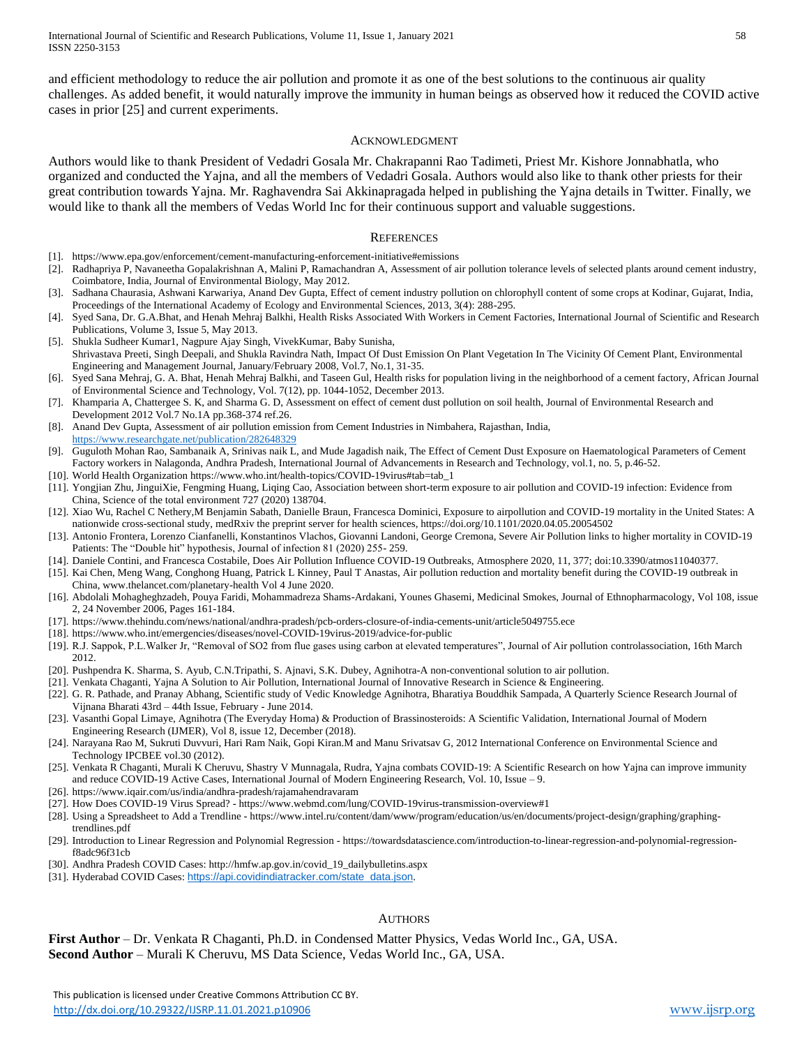and efficient methodology to reduce the air pollution and promote it as one of the best solutions to the continuous air quality challenges. As added benefit, it would naturally improve the immunity in human beings as observed how it reduced the COVID active cases in prior [25] and current experiments.

## ACKNOWLEDGMENT

Authors would like to thank President of Vedadri Gosala Mr. Chakrapanni Rao Tadimeti, Priest Mr. Kishore Jonnabhatla, who organized and conducted the Yajna, and all the members of Vedadri Gosala. Authors would also like to thank other priests for their great contribution towards Yajna. Mr. Raghavendra Sai Akkinapragada helped in publishing the Yajna details in Twitter. Finally, we would like to thank all the members of Vedas World Inc for their continuous support and valuable suggestions.

## REFERENCES

[1]. https://www.epa.gov/enforcement/cement-manufacturing-enforcement-initiative#emissions

[2]. Radhapriya P, Navaneetha Gopalakrishnan A, Malini P, Ramachandran A, Assessment of air pollution tolerance levels of selected plants around cement industry, Coimbatore, India, Journal of Environmental Biology, May 2012.

[3]. Sadhana Chaurasia, Ashwani Karwariya, Anand Dev Gupta, Effect of cement industry pollution on chlorophyll content of some crops at Kodinar, Gujarat, India, Proceedings of the International Academy of Ecology and Environmental Sciences, 2013, 3(4): 288-295.

[4]. Syed Sana, Dr. G.A.Bhat, and Henah Mehraj Balkhi, Health Risks Associated With Workers in Cement Factories, International Journal of Scientific and Research Publications, Volume 3, Issue 5, May 2013.

[5]. Shukla Sudheer Kumar1, Nagpure Ajay Singh, VivekKumar, Baby Sunisha, Shrivastava Preeti, Singh Deepali, and Shukla Ravindra Nath, Impact Of Dust Emission On Plant Vegetation In The Vicinity Of Cement Plant, Environmental Engineering and Management Journal, January/February 2008, Vol.7, No.1, 31-35.

[6]. Syed Sana Mehraj, G. A. Bhat, Henah Mehraj Balkhi, and Taseen Gul, Health risks for population living in the neighborhood of a cement factory, African Journal of Environmental Science and Technology, Vol. 7(12), pp. 1044-1052, December 2013.

[7]. Khamparia A, Chattergee S. K, and Sharma G. D, Assessment on effect of cement dust pollution on soil health, Journal of Environmental Research and Development 2012 Vol.7 No.1A pp.368-374 ref.26.

[8]. Anand Dev Gupta, Assessment of air pollution emission from Cement Industries in Nimbahera, Rajasthan, India, https://www.researchgate.net/publication/282648329

[9]. Guguloth Mohan Rao, Sambanaik A, Srinivas naik L, and Mude Jagadish naik, The Effect of Cement Dust Exposure on Haematological Parameters of Cement Factory workers in Nalagonda, Andhra Pradesh, International Journal of Advancements in Research and Technology, vol.1, no. 5, p.46-52.

[10]. World Health Organization https://www.who.int/health-topics/COVID-19virus#tab=tab_1

[11]. Yongjian Zhu, JinguiXie, Fengming Huang, Liqing Cao, Association between short-term exposure to air pollution and COVID-19 infection: Evidence from China, Science of the total environment 727 (2020) 138704.

[12]. Xiao Wu, Rachel C Nethery,M Benjamin Sabath, Danielle Braun, Francesca Dominici, Exposure to airpollution and COVID-19 mortality in the United States: A nationwide cross-sectional study, medRxiv the preprint server for health sciences, https://doi.org/10.1101/2020.04.05.20054502

[13]. Antonio Frontera, Lorenzo Cianfanelli, Konstantinos Vlachos, Giovanni Landoni, George Cremona, Severe Air Pollution links to higher mortality in COVID-19 Patients: The "Double hit" hypothesis, Journal of infection 81 (2020) 255- 259.

[14]. Daniele Contini, and Francesca Costabile, Does Air Pollution Influence COVID-19 Outbreaks, Atmosphere 2020, 11, 377; doi:10.3390/atmos11040377.

[15]. Kai Chen, Meng Wang, Conghong Huang, Patrick L Kinney, Paul T Anastas, Air pollution reduction and mortality benefit during the COVID-19 outbreak in China, www.thelancet.com/planetary-health Vol 4 June 2020.

[16]. Abdolali Mohagheghzadeh, Pouya Faridi, Mohammadreza Shams-Ardakani, Younes Ghasemi, Medicinal Smokes, Journal of Ethnopharmacology, Vol 108, issue 2, 24 November 2006, Pages 161-184.

[17]. https://www.thehindu.com/news/national/andhra-pradesh/pcb-orders-closure-of-india-cements-unit/article5049755.ece

[18]. https://www.who.int/emergencies/diseases/novel-COVID-19virus-2019/advice-for-public

[19]. R.J. Sappok, P.L.Walker Jr, "Removal of SO2 from flue gases using carbon at elevated temperatures", Journal of Air pollution controlassociation, 16th March 2012.

[20]. Pushpendra K. Sharma, S. Ayub, C.N.Tripathi, S. Ajnavi, S.K. Dubey, Agnihotra-A non-conventional solution to air pollution.

[21]. Venkata Chaganti, Yajna A Solution to Air Pollution, International Journal of Innovative Research in Science & Engineering.

[22]. G. R. Pathade, and Pranay Abhang, Scientific study of Vedic Knowledge Agnihotra, Bharatiya Bouddhik Sampada, A Quarterly Science Research Journal of Vijnana Bharati 43rd – 44th Issue, February - June 2014.

[23]. Vasanthi Gopal Limaye, Agnihotra (The Everyday Homa) & Production of Brassinosteroids: A Scientific Validation, International Journal of Modern Engineering Research (IJMER), Vol 8, issue 12, December (2018).

[24]. Narayana Rao M, Sukruti Duvvuri, Hari Ram Naik, Gopi Kiran.M and Manu Srivatsav G, 2012 International Conference on Environmental Science and Technology IPCBEE vol.30 (2012).

[25]. Venkata R Chaganti, Murali K Cheruvu, Shastry V Munnagala, Rudra, Yajna combats COVID-19: A Scientific Research on how Yajna can improve immunity and reduce COVID-19 Active Cases, International Journal of Modern Engineering Research, Vol. 10, Issue – 9.

[26]. https://www.iqair.com/us/india/andhra-pradesh/rajamahendravaram

[27]. How Does COVID-19 Virus Spread? - https://www.webmd.com/lung/COVID-19virus-transmission-overview#1

[28]. Using a Spreadsheet to Add a Trendline - https://www.intel.ru/content/dam/www/program/education/us/en/documents/project-design/graphing/graphing-trendlines.pdf

[29]. Introduction to Linear Regression and Polynomial Regression - https://towardsdatascience.com/introduction-to-linear-regression-and-polynomial-regression-f8adc96f31cb

[30]. Andhra Pradesh COVID Cases: http://hmfw.ap.gov.in/covid_19_dailybulletins.aspx

[31]. Hyderabad COVID Cases: https://api.covidindiatracker.com/state_data.json.

## AUTHORS

**First Author** – Dr. Venkata R Chaganti, Ph.D. in Condensed Matter Physics, Vedas World Inc., GA, USA.

**Second Author** – Murali K Cheruvu, MS Data Science, Vedas World Inc., GA, USA.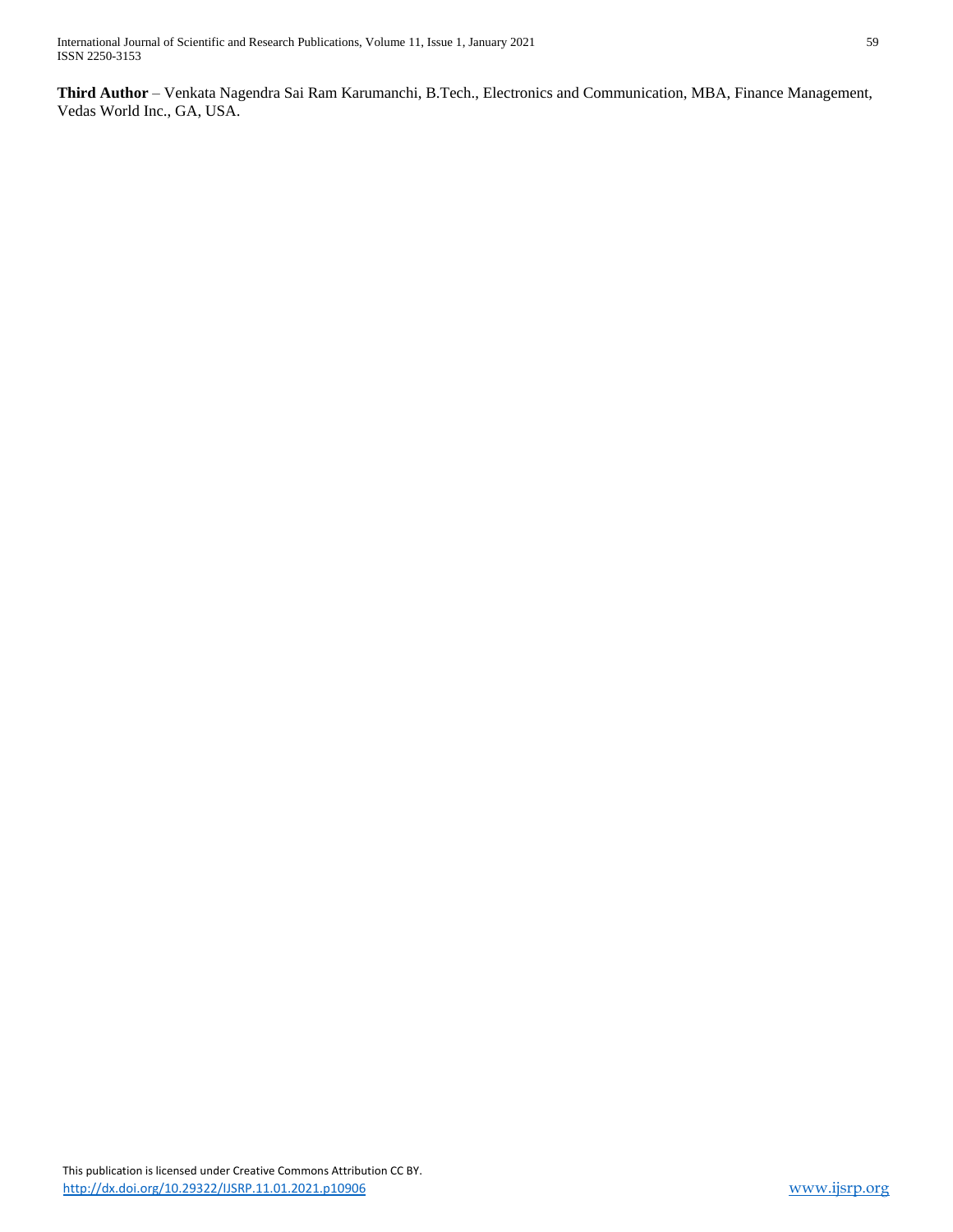**Third Author** – Venkata Nagendra Sai Ram Karumanchi, B.Tech., Electronics and Communication, MBA, Finance Management, Vedas World Inc., GA, USA.